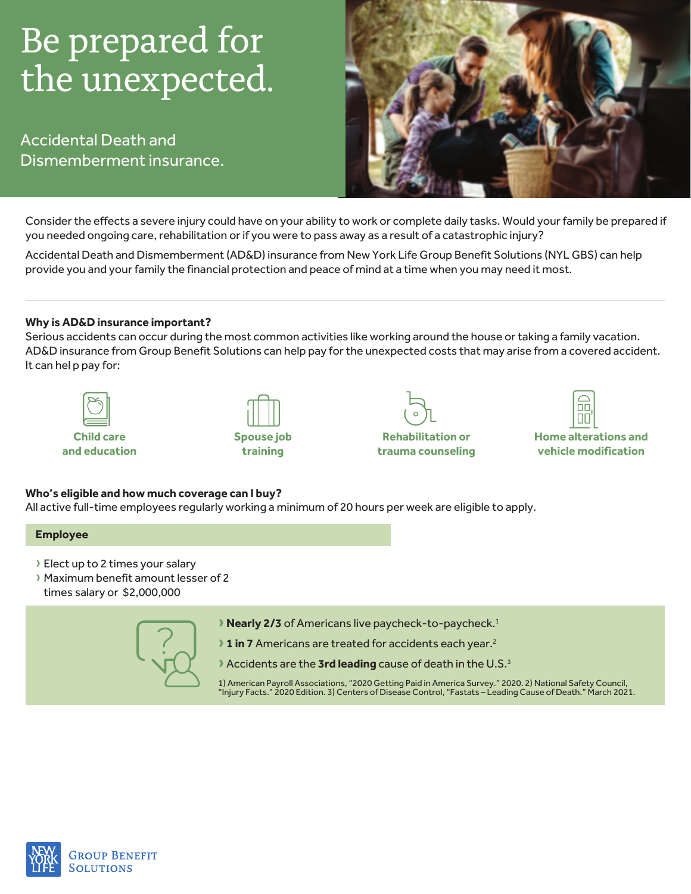# Be prepared for the unexpected.

## Accidental Death and Dismemberment insurance.

Consider the effects a severe injury could have on your ability to work or complete daily tasks. Would your family be prepared if you needed ongoing care, rehabilitation or if you were to pass away as a result of a catastrophic injury?

Accidental Death and Dismemberment (AD&D) insurance from New York Life Group Benefit Solutions (NYL GBS) can help provide you and your family the financial protection and peace of mind at a time when you may need it most.

---

**Why is AD&D insurance important?**

Serious accidents can occur during the most common activities like working around the house or taking a family vacation. AD&D insurance from Group Benefit Solutions can help pay for the unexpected costs that may arise from a covered accident. It can hel p pay for:

- **Child care and education**
- **Spouse job training**
- **Rehabilitation or trauma counseling**
- **Home alterations and vehicle modification**

**Who's eligible and how much coverage can I buy?**

All active full-time employees regularly working a minimum of 20 hours per week are eligible to apply.

**Employee**

- Elect up to 2 times your salary
- Maximum benefit amount lesser of 2 times salary or $2,000,000

- **Nearly 2/3** of Americans live paycheck-to-paycheck.[1]
- **1 in 7** Americans are treated for accidents each year.[2]
- Accidents are the **3rd leading** cause of death in the U.S.[3]

1) American Payroll Associations, "2020 Getting Paid in America Survey." 2020. 2) National Safety Council, "Injury Facts." 2020 Edition. 3) Centers of Disease Control, "Fastats – Leading Cause of Death." March 2021.

New York Life Group Benefit Solutions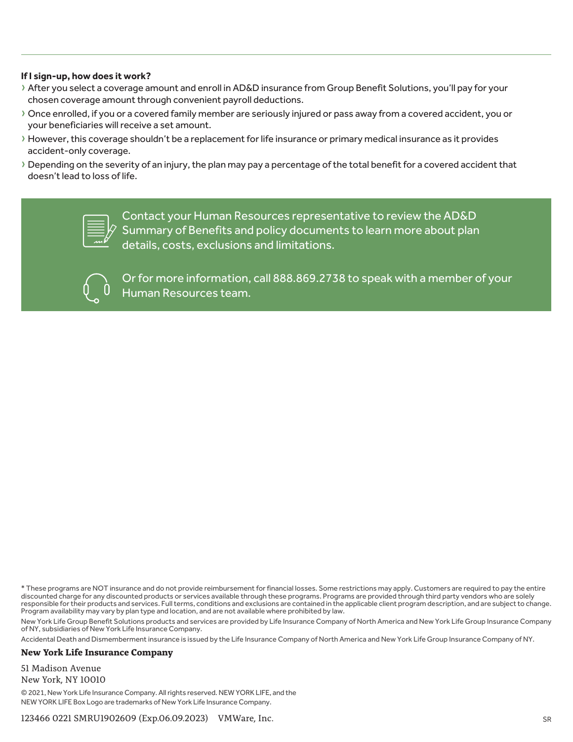**If I sign-up, how does it work?**

- After you select a coverage amount and enroll in AD&D insurance from Group Benefit Solutions, you'll pay for your chosen coverage amount through convenient payroll deductions.
- Once enrolled, if you or a covered family member are seriously injured or pass away from a covered accident, you or your beneficiaries will receive a set amount.
- However, this coverage shouldn't be a replacement for life insurance or primary medical insurance as it provides accident-only coverage.
- Depending on the severity of an injury, the plan may pay a percentage of the total benefit for a covered accident that doesn't lead to loss of life.

Contact your Human Resources representative to review the AD&D Summary of Benefits and policy documents to learn more about plan details, costs, exclusions and limitations.

Or for more information, call 888.869.2738 to speak with a member of your Human Resources team.

* These programs are NOT insurance and do not provide reimbursement for financial losses. Some restrictions may apply. Customers are required to pay the entire discounted charge for any discounted products or services available through these programs. Programs are provided through third party vendors who are solely responsible for their products and services. Full terms, conditions and exclusions are contained in the applicable client program description, and are subject to change. Program availability may vary by plan type and location, and are not available where prohibited by law.

New York Life Group Benefit Solutions products and services are provided by Life Insurance Company of North America and New York Life Group Insurance Company of NY, subsidiaries of New York Life Insurance Company.

Accidental Death and Dismemberment insurance is issued by the Life Insurance Company of North America and New York Life Group Insurance Company of NY.

**New York Life Insurance Company**

51 Madison Avenue
New York, NY 10010

© 2021, New York Life Insurance Company. All rights reserved. NEW YORK LIFE, and the NEW YORK LIFE Box Logo are trademarks of New York Life Insurance Company.

123466 0221 SMRU1902609 (Exp.06.09.2023) VMWare, Inc.

SR